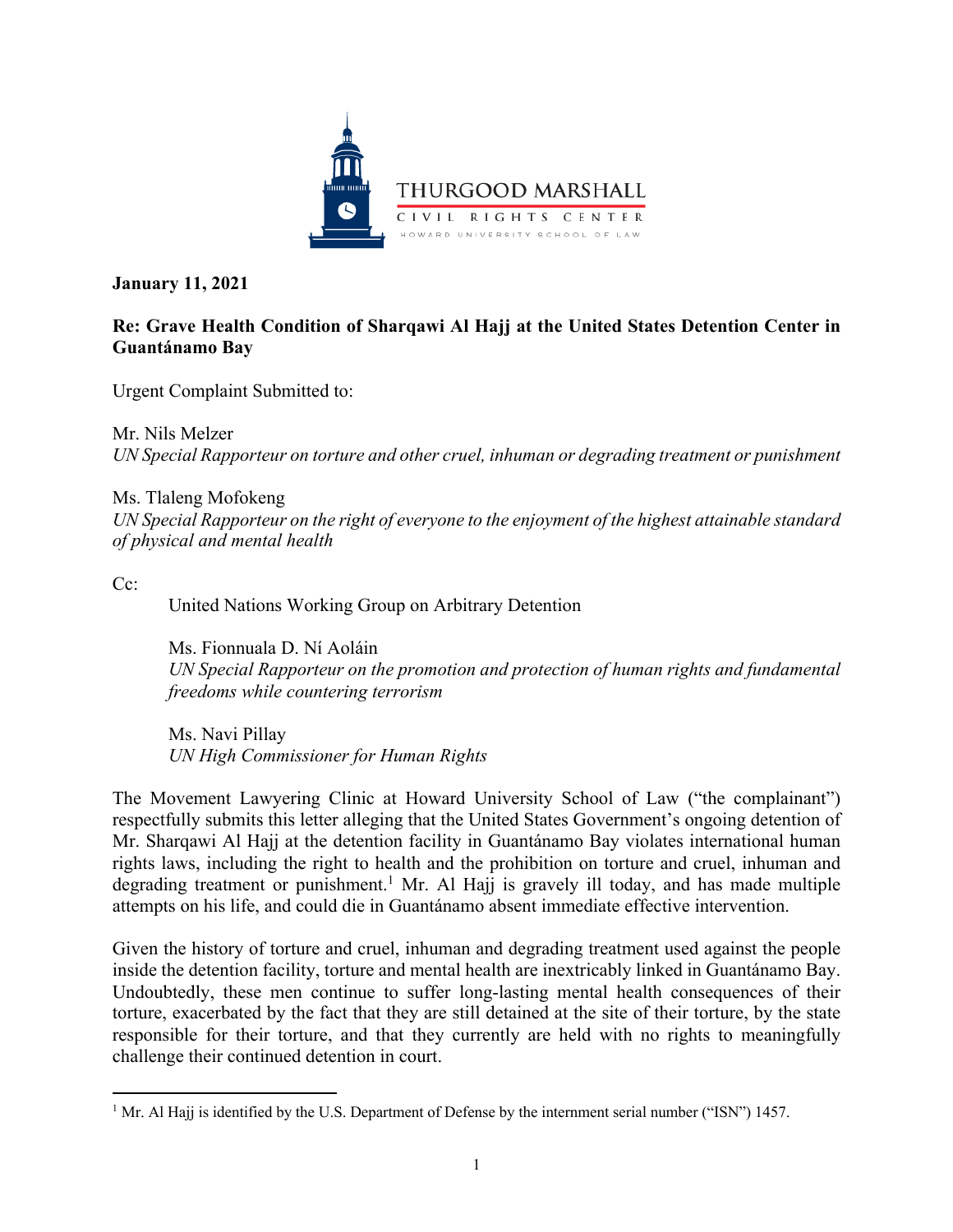THURGOOD MARSHALL

CIVIL RIGHTS CENTER

HOWARD UNIVERSITY SCHOOL OF LAW

**January 11, 2021**

**Re: Grave Health Condition of Sharqawi Al Hajj at the United States Detention Center in Guantánamo Bay**

Urgent Complaint Submitted to:

Mr. Nils Melzer
*UN Special Rapporteur on torture and other cruel, inhuman or degrading treatment or punishment*

Ms. Tlaleng Mofokeng
*UN Special Rapporteur on the right of everyone to the enjoyment of the highest attainable standard of physical and mental health*

Cc:

United Nations Working Group on Arbitrary Detention

Ms. Fionnuala D. Ní Aoláin
*UN Special Rapporteur on the promotion and protection of human rights and fundamental freedoms while countering terrorism*

Ms. Navi Pillay
*UN High Commissioner for Human Rights*

The Movement Lawyering Clinic at Howard University School of Law ("the complainant") respectfully submits this letter alleging that the United States Government's ongoing detention of Mr. Sharqawi Al Hajj at the detention facility in Guantánamo Bay violates international human rights laws, including the right to health and the prohibition on torture and cruel, inhuman and degrading treatment or punishment.[1] Mr. Al Hajj is gravely ill today, and has made multiple attempts on his life, and could die in Guantánamo absent immediate effective intervention.

Given the history of torture and cruel, inhuman and degrading treatment used against the people inside the detention facility, torture and mental health are inextricably linked in Guantánamo Bay. Undoubtedly, these men continue to suffer long-lasting mental health consequences of their torture, exacerbated by the fact that they are still detained at the site of their torture, by the state responsible for their torture, and that they currently are held with no rights to meaningfully challenge their continued detention in court.

[1] Mr. Al Hajj is identified by the U.S. Department of Defense by the internment serial number ("ISN") 1457.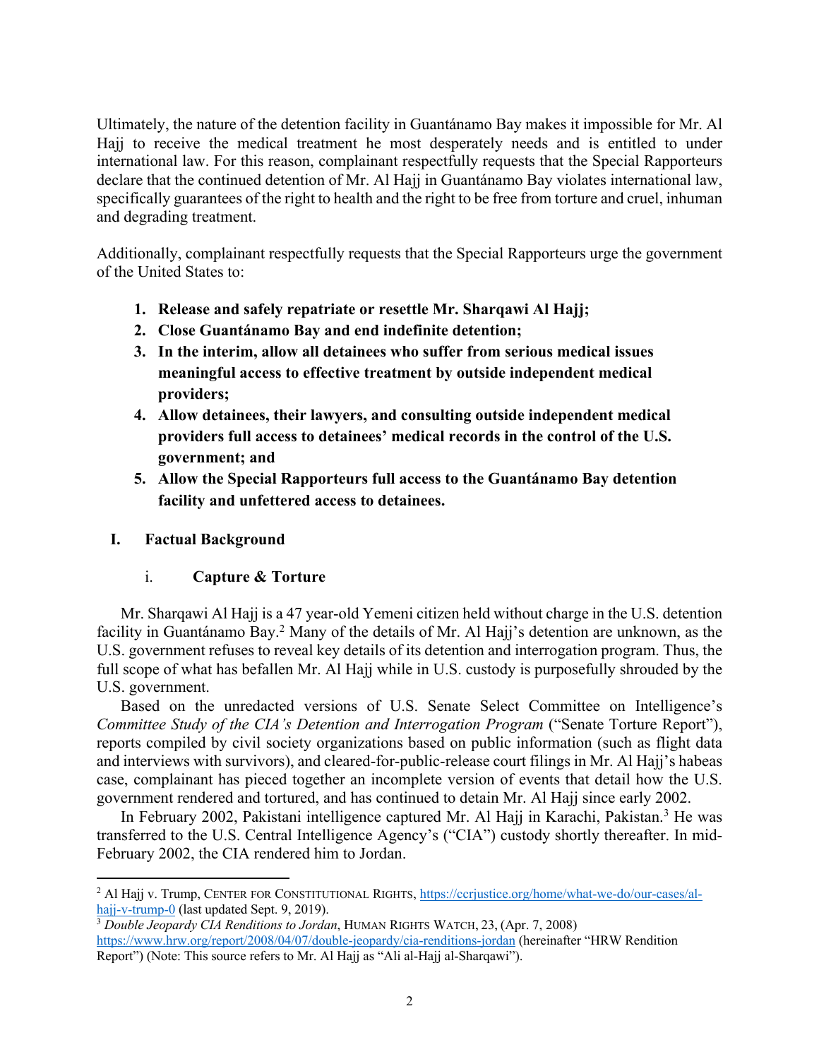Ultimately, the nature of the detention facility in Guantánamo Bay makes it impossible for Mr. Al Hajj to receive the medical treatment he most desperately needs and is entitled to under international law. For this reason, complainant respectfully requests that the Special Rapporteurs declare that the continued detention of Mr. Al Hajj in Guantánamo Bay violates international law, specifically guarantees of the right to health and the right to be free from torture and cruel, inhuman and degrading treatment.

Additionally, complainant respectfully requests that the Special Rapporteurs urge the government of the United States to:

1. **Release and safely repatriate or resettle Mr. Sharqawi Al Hajj;**
2. **Close Guantánamo Bay and end indefinite detention;**
3. **In the interim, allow all detainees who suffer from serious medical issues meaningful access to effective treatment by outside independent medical providers;**
4. **Allow detainees, their lawyers, and consulting outside independent medical providers full access to detainees' medical records in the control of the U.S. government; and**
5. **Allow the Special Rapporteurs full access to the Guantánamo Bay detention facility and unfettered access to detainees.**

## I. Factual Background

### i. Capture & Torture

Mr. Sharqawi Al Hajj is a 47 year-old Yemeni citizen held without charge in the U.S. detention facility in Guantánamo Bay.[2] Many of the details of Mr. Al Hajj's detention are unknown, as the U.S. government refuses to reveal key details of its detention and interrogation program. Thus, the full scope of what has befallen Mr. Al Hajj while in U.S. custody is purposefully shrouded by the U.S. government.

Based on the unredacted versions of U.S. Senate Select Committee on Intelligence's *Committee Study of the CIA's Detention and Interrogation Program* ("Senate Torture Report"), reports compiled by civil society organizations based on public information (such as flight data and interviews with survivors), and cleared-for-public-release court filings in Mr. Al Hajj's habeas case, complainant has pieced together an incomplete version of events that detail how the U.S. government rendered and tortured, and has continued to detain Mr. Al Hajj since early 2002.

In February 2002, Pakistani intelligence captured Mr. Al Hajj in Karachi, Pakistan.[3] He was transferred to the U.S. Central Intelligence Agency's ("CIA") custody shortly thereafter. In mid-February 2002, the CIA rendered him to Jordan.

---

[2] Al Hajj v. Trump, CENTER FOR CONSTITUTIONAL RIGHTS, https://ccrjustice.org/home/what-we-do/our-cases/al-hajj-v-trump-0 (last updated Sept. 9, 2019).

[3] *Double Jeopardy CIA Renditions to Jordan*, HUMAN RIGHTS WATCH, 23, (Apr. 7, 2008) https://www.hrw.org/report/2008/04/07/double-jeopardy/cia-renditions-jordan (hereinafter "HRW Rendition Report") (Note: This source refers to Mr. Al Hajj as "Ali al-Hajj al-Sharqawi").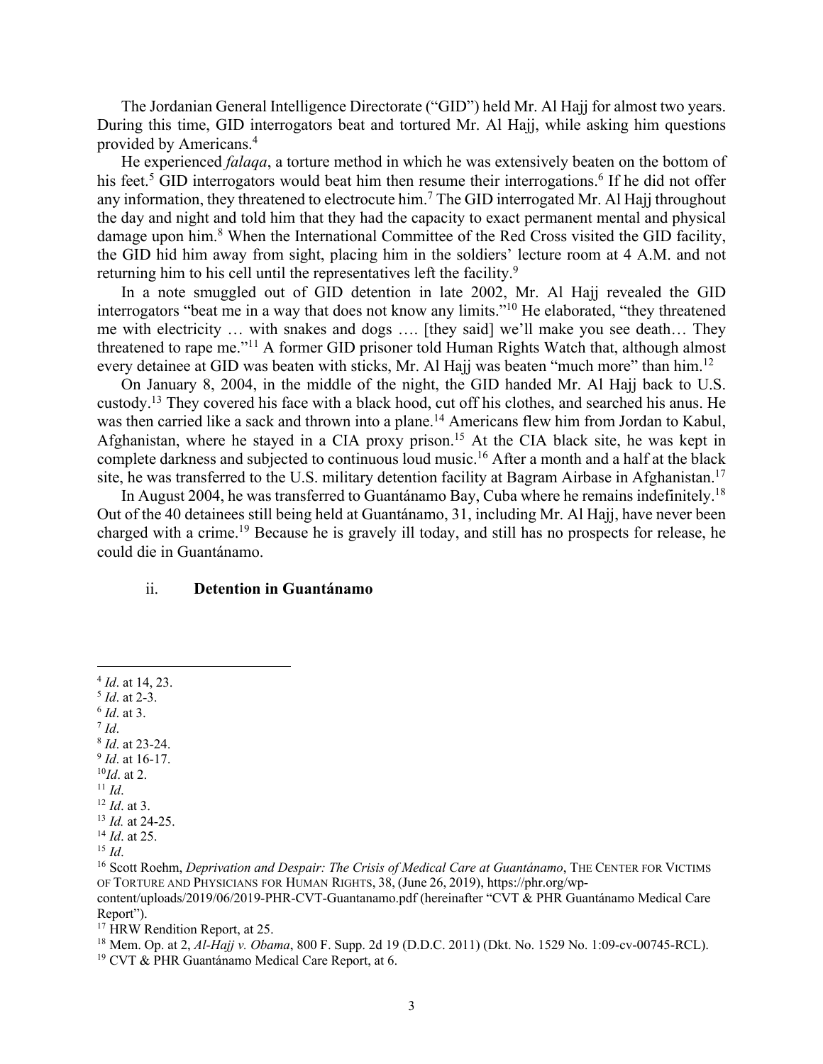The Jordanian General Intelligence Directorate ("GID") held Mr. Al Hajj for almost two years. During this time, GID interrogators beat and tortured Mr. Al Hajj, while asking him questions provided by Americans.[4]

He experienced *falaqa*, a torture method in which he was extensively beaten on the bottom of his feet.[5] GID interrogators would beat him then resume their interrogations.[6] If he did not offer any information, they threatened to electrocute him.[7] The GID interrogated Mr. Al Hajj throughout the day and night and told him that they had the capacity to exact permanent mental and physical damage upon him.[8] When the International Committee of the Red Cross visited the GID facility, the GID hid him away from sight, placing him in the soldiers' lecture room at 4 A.M. and not returning him to his cell until the representatives left the facility.[9]

In a note smuggled out of GID detention in late 2002, Mr. Al Hajj revealed the GID interrogators "beat me in a way that does not know any limits."[10] He elaborated, "they threatened me with electricity … with snakes and dogs …. [they said] we'll make you see death… They threatened to rape me."[11] A former GID prisoner told Human Rights Watch that, although almost every detainee at GID was beaten with sticks, Mr. Al Hajj was beaten "much more" than him.[12]

On January 8, 2004, in the middle of the night, the GID handed Mr. Al Hajj back to U.S. custody.[13] They covered his face with a black hood, cut off his clothes, and searched his anus. He was then carried like a sack and thrown into a plane.[14] Americans flew him from Jordan to Kabul, Afghanistan, where he stayed in a CIA proxy prison.[15] At the CIA black site, he was kept in complete darkness and subjected to continuous loud music.[16] After a month and a half at the black site, he was transferred to the U.S. military detention facility at Bagram Airbase in Afghanistan.[17]

In August 2004, he was transferred to Guantánamo Bay, Cuba where he remains indefinitely.[18] Out of the 40 detainees still being held at Guantánamo, 31, including Mr. Al Hajj, have never been charged with a crime.[19] Because he is gravely ill today, and still has no prospects for release, he could die in Guantánamo.

ii. **Detention in Guantánamo**

---

[4] *Id*. at 14, 23.
[5] *Id*. at 2-3.
[6] *Id*. at 3.
[7] *Id*.
[8] *Id*. at 23-24.
[9] *Id*. at 16-17.
[10] *Id*. at 2.
[11] *Id*.
[12] *Id*. at 3.
[13] *Id.* at 24-25.
[14] *Id*. at 25.
[15] *Id*.
[16] Scott Roehm, *Deprivation and Despair: The Crisis of Medical Care at Guantánamo*, THE CENTER FOR VICTIMS OF TORTURE AND PHYSICIANS FOR HUMAN RIGHTS, 38, (June 26, 2019), https://phr.org/wp-content/uploads/2019/06/2019-PHR-CVT-Guantanamo.pdf (hereinafter "CVT & PHR Guantánamo Medical Care Report").
[17] HRW Rendition Report, at 25.
[18] Mem. Op. at 2, *Al-Hajj v. Obama*, 800 F. Supp. 2d 19 (D.D.C. 2011) (Dkt. No. 1529 No. 1:09-cv-00745-RCL).
[19] CVT & PHR Guantánamo Medical Care Report, at 6.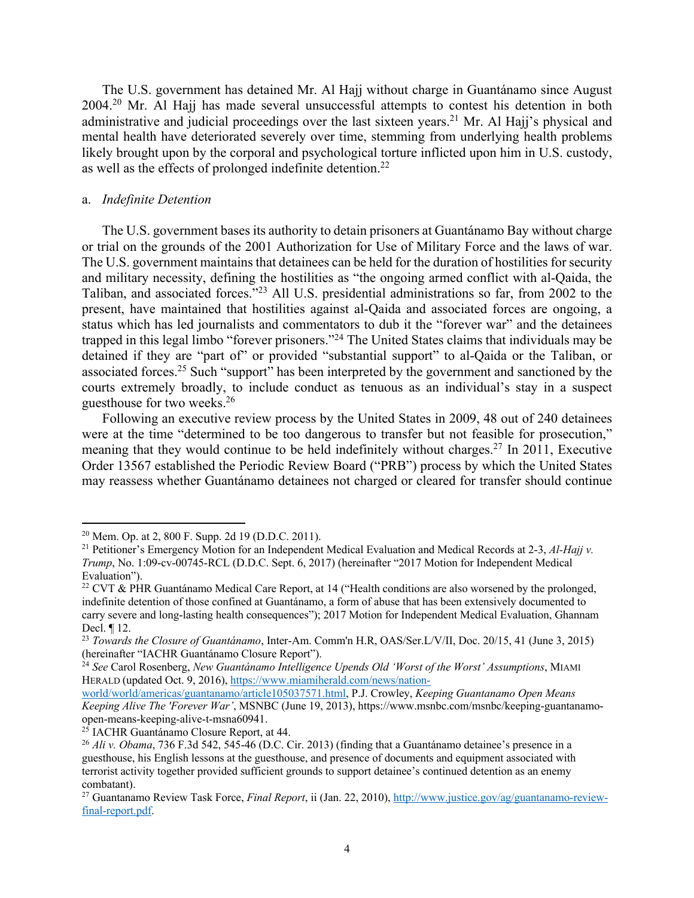The U.S. government has detained Mr. Al Hajj without charge in Guantánamo since August 2004.[20] Mr. Al Hajj has made several unsuccessful attempts to contest his detention in both administrative and judicial proceedings over the last sixteen years.[21] Mr. Al Hajj's physical and mental health have deteriorated severely over time, stemming from underlying health problems likely brought upon by the corporal and psychological torture inflicted upon him in U.S. custody, as well as the effects of prolonged indefinite detention.[22]

a. *Indefinite Detention*

The U.S. government bases its authority to detain prisoners at Guantánamo Bay without charge or trial on the grounds of the 2001 Authorization for Use of Military Force and the laws of war. The U.S. government maintains that detainees can be held for the duration of hostilities for security and military necessity, defining the hostilities as "the ongoing armed conflict with al-Qaida, the Taliban, and associated forces."[23] All U.S. presidential administrations so far, from 2002 to the present, have maintained that hostilities against al-Qaida and associated forces are ongoing, a status which has led journalists and commentators to dub it the "forever war" and the detainees trapped in this legal limbo "forever prisoners."[24] The United States claims that individuals may be detained if they are "part of" or provided "substantial support" to al-Qaida or the Taliban, or associated forces.[25] Such "support" has been interpreted by the government and sanctioned by the courts extremely broadly, to include conduct as tenuous as an individual's stay in a suspect guesthouse for two weeks.[26]

Following an executive review process by the United States in 2009, 48 out of 240 detainees were at the time "determined to be too dangerous to transfer but not feasible for prosecution," meaning that they would continue to be held indefinitely without charges.[27] In 2011, Executive Order 13567 established the Periodic Review Board ("PRB") process by which the United States may reassess whether Guantánamo detainees not charged or cleared for transfer should continue

---

[20] Mem. Op. at 2, 800 F. Supp. 2d 19 (D.D.C. 2011).

[21] Petitioner's Emergency Motion for an Independent Medical Evaluation and Medical Records at 2-3, *Al-Hajj v. Trump*, No. 1:09-cv-00745-RCL (D.D.C. Sept. 6, 2017) (hereinafter "2017 Motion for Independent Medical Evaluation").

[22] CVT & PHR Guantánamo Medical Care Report, at 14 ("Health conditions are also worsened by the prolonged, indefinite detention of those confined at Guantánamo, a form of abuse that has been extensively documented to carry severe and long-lasting health consequences"); 2017 Motion for Independent Medical Evaluation, Ghannam Decl. ¶ 12.

[23] *Towards the Closure of Guantánamo*, Inter-Am. Comm'n H.R, OAS/Ser.L/V/II, Doc. 20/15, 41 (June 3, 2015) (hereinafter "IACHR Guantánamo Closure Report").

[24] *See* Carol Rosenberg, *New Guantánamo Intelligence Upends Old 'Worst of the Worst' Assumptions*, MIAMI HERALD (updated Oct. 9, 2016), https://www.miamiherald.com/news/nation-world/world/americas/guantanamo/article105037571.html, P.J. Crowley, *Keeping Guantanamo Open Means Keeping Alive The 'Forever War'*, MSNBC (June 19, 2013), https://www.msnbc.com/msnbc/keeping-guantanamo-open-means-keeping-alive-t-msna60941.

[25] IACHR Guantánamo Closure Report, at 44.

[26] *Ali v. Obama*, 736 F.3d 542, 545-46 (D.C. Cir. 2013) (finding that a Guantánamo detainee's presence in a guesthouse, his English lessons at the guesthouse, and presence of documents and equipment associated with terrorist activity together provided sufficient grounds to support detainee's continued detention as an enemy combatant).

[27] Guantanamo Review Task Force, *Final Report*, ii (Jan. 22, 2010), http://www.justice.gov/ag/guantanamo-review-final-report.pdf.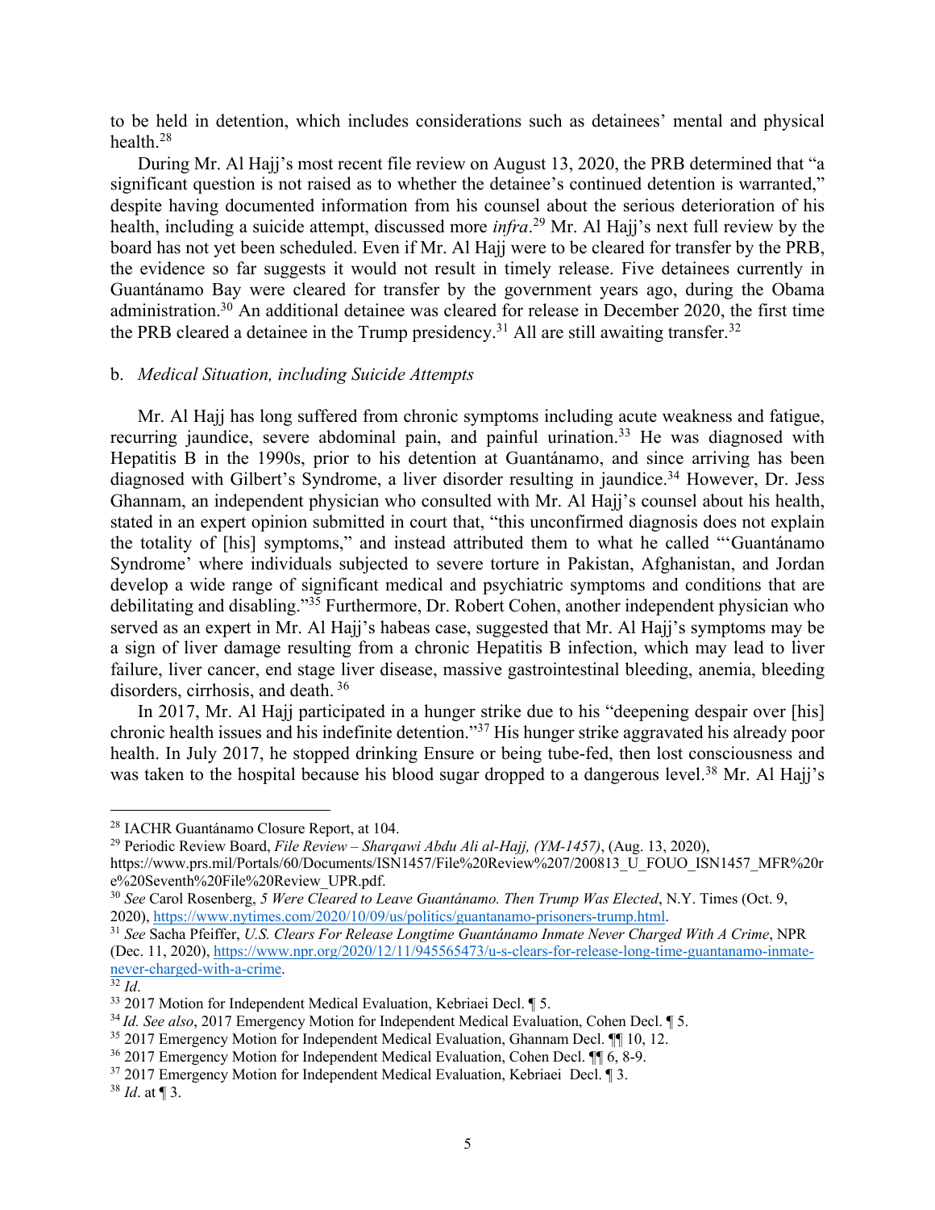to be held in detention, which includes considerations such as detainees' mental and physical health.[28]

During Mr. Al Hajj's most recent file review on August 13, 2020, the PRB determined that "a significant question is not raised as to whether the detainee's continued detention is warranted," despite having documented information from his counsel about the serious deterioration of his health, including a suicide attempt, discussed more *infra*.[29] Mr. Al Hajj's next full review by the board has not yet been scheduled. Even if Mr. Al Hajj were to be cleared for transfer by the PRB, the evidence so far suggests it would not result in timely release. Five detainees currently in Guantánamo Bay were cleared for transfer by the government years ago, during the Obama administration.[30] An additional detainee was cleared for release in December 2020, the first time the PRB cleared a detainee in the Trump presidency.[31] All are still awaiting transfer.[32]

b. *Medical Situation, including Suicide Attempts*

Mr. Al Hajj has long suffered from chronic symptoms including acute weakness and fatigue, recurring jaundice, severe abdominal pain, and painful urination.[33] He was diagnosed with Hepatitis B in the 1990s, prior to his detention at Guantánamo, and since arriving has been diagnosed with Gilbert's Syndrome, a liver disorder resulting in jaundice.[34] However, Dr. Jess Ghannam, an independent physician who consulted with Mr. Al Hajj's counsel about his health, stated in an expert opinion submitted in court that, "this unconfirmed diagnosis does not explain the totality of [his] symptoms," and instead attributed them to what he called "'Guantánamo Syndrome' where individuals subjected to severe torture in Pakistan, Afghanistan, and Jordan develop a wide range of significant medical and psychiatric symptoms and conditions that are debilitating and disabling."[35] Furthermore, Dr. Robert Cohen, another independent physician who served as an expert in Mr. Al Hajj's habeas case, suggested that Mr. Al Hajj's symptoms may be a sign of liver damage resulting from a chronic Hepatitis B infection, which may lead to liver failure, liver cancer, end stage liver disease, massive gastrointestinal bleeding, anemia, bleeding disorders, cirrhosis, and death.[36]

In 2017, Mr. Al Hajj participated in a hunger strike due to his "deepening despair over [his] chronic health issues and his indefinite detention."[37] His hunger strike aggravated his already poor health. In July 2017, he stopped drinking Ensure or being tube-fed, then lost consciousness and was taken to the hospital because his blood sugar dropped to a dangerous level.[38] Mr. Al Hajj's

---

[28] IACHR Guantánamo Closure Report, at 104.

[29] Periodic Review Board, *File Review – Sharqawi Abdu Ali al-Hajj, (YM-1457)*, (Aug. 13, 2020), https://www.prs.mil/Portals/60/Documents/ISN1457/File%20Review%207/200813_U_FOUO_ISN1457_MFR%20re%20Seventh%20File%20Review_UPR.pdf.

[30] *See* Carol Rosenberg, *5 Were Cleared to Leave Guantánamo. Then Trump Was Elected*, N.Y. Times (Oct. 9, 2020), https://www.nytimes.com/2020/10/09/us/politics/guantanamo-prisoners-trump.html.

[31] *See* Sacha Pfeiffer, *U.S. Clears For Release Longtime Guantánamo Inmate Never Charged With A Crime*, NPR (Dec. 11, 2020), https://www.npr.org/2020/12/11/945565473/u-s-clears-for-release-long-time-guantanamo-inmate-never-charged-with-a-crime.

[32] *Id*.

[33] 2017 Motion for Independent Medical Evaluation, Kebriaei Decl. ¶ 5.

[34] *Id. See also*, 2017 Emergency Motion for Independent Medical Evaluation, Cohen Decl. ¶ 5.

[35] 2017 Emergency Motion for Independent Medical Evaluation, Ghannam Decl. ¶¶ 10, 12.

[36] 2017 Emergency Motion for Independent Medical Evaluation, Cohen Decl. ¶¶ 6, 8-9.

[37] 2017 Emergency Motion for Independent Medical Evaluation, Kebriaei Decl. ¶ 3.

[38] *Id*. at ¶ 3.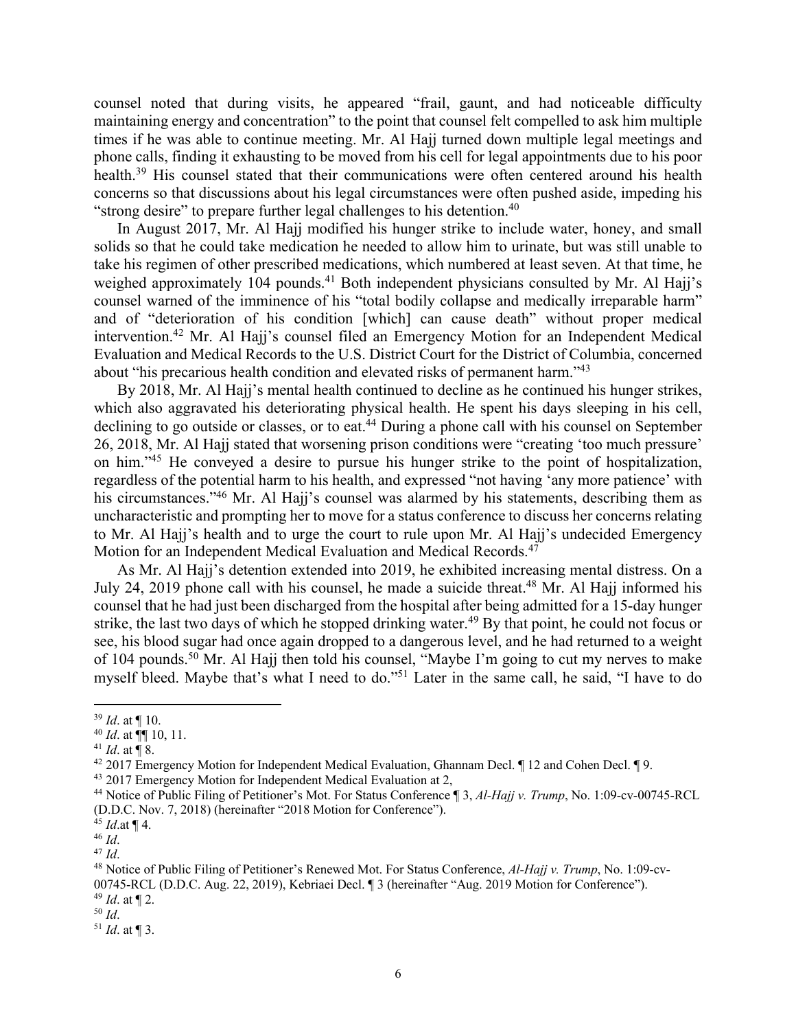counsel noted that during visits, he appeared "frail, gaunt, and had noticeable difficulty maintaining energy and concentration" to the point that counsel felt compelled to ask him multiple times if he was able to continue meeting. Mr. Al Hajj turned down multiple legal meetings and phone calls, finding it exhausting to be moved from his cell for legal appointments due to his poor health.[39] His counsel stated that their communications were often centered around his health concerns so that discussions about his legal circumstances were often pushed aside, impeding his "strong desire" to prepare further legal challenges to his detention.[40]

In August 2017, Mr. Al Hajj modified his hunger strike to include water, honey, and small solids so that he could take medication he needed to allow him to urinate, but was still unable to take his regimen of other prescribed medications, which numbered at least seven. At that time, he weighed approximately 104 pounds.[41] Both independent physicians consulted by Mr. Al Hajj's counsel warned of the imminence of his "total bodily collapse and medically irreparable harm" and of "deterioration of his condition [which] can cause death" without proper medical intervention.[42] Mr. Al Hajj's counsel filed an Emergency Motion for an Independent Medical Evaluation and Medical Records to the U.S. District Court for the District of Columbia, concerned about "his precarious health condition and elevated risks of permanent harm."[43]

By 2018, Mr. Al Hajj's mental health continued to decline as he continued his hunger strikes, which also aggravated his deteriorating physical health. He spent his days sleeping in his cell, declining to go outside or classes, or to eat.[44] During a phone call with his counsel on September 26, 2018, Mr. Al Hajj stated that worsening prison conditions were "creating 'too much pressure' on him."[45] He conveyed a desire to pursue his hunger strike to the point of hospitalization, regardless of the potential harm to his health, and expressed "not having 'any more patience' with his circumstances."[46] Mr. Al Hajj's counsel was alarmed by his statements, describing them as uncharacteristic and prompting her to move for a status conference to discuss her concerns relating to Mr. Al Hajj's health and to urge the court to rule upon Mr. Al Hajj's undecided Emergency Motion for an Independent Medical Evaluation and Medical Records.[47]

As Mr. Al Hajj's detention extended into 2019, he exhibited increasing mental distress. On a July 24, 2019 phone call with his counsel, he made a suicide threat.[48] Mr. Al Hajj informed his counsel that he had just been discharged from the hospital after being admitted for a 15-day hunger strike, the last two days of which he stopped drinking water.[49] By that point, he could not focus or see, his blood sugar had once again dropped to a dangerous level, and he had returned to a weight of 104 pounds.[50] Mr. Al Hajj then told his counsel, "Maybe I'm going to cut my nerves to make myself bleed. Maybe that's what I need to do."[51] Later in the same call, he said, "I have to do

---

[39] *Id*. at ¶ 10.

[40] *Id*. at ¶¶ 10, 11.

[41] *Id*. at ¶ 8.

[42] 2017 Emergency Motion for Independent Medical Evaluation, Ghannam Decl. ¶ 12 and Cohen Decl. ¶ 9.

[43] 2017 Emergency Motion for Independent Medical Evaluation at 2,

[44] Notice of Public Filing of Petitioner's Mot. For Status Conference ¶ 3, *Al-Hajj v. Trump*, No. 1:09-cv-00745-RCL (D.D.C. Nov. 7, 2018) (hereinafter "2018 Motion for Conference").

[45] *Id*.at ¶ 4.

[46] *Id*.

[47] *Id*.

[48] Notice of Public Filing of Petitioner's Renewed Mot. For Status Conference, *Al-Hajj v. Trump*, No. 1:09-cv-00745-RCL (D.D.C. Aug. 22, 2019), Kebriaei Decl. ¶ 3 (hereinafter "Aug. 2019 Motion for Conference").

[49] *Id*. at ¶ 2.

[50] *Id*.

[51] *Id*. at ¶ 3.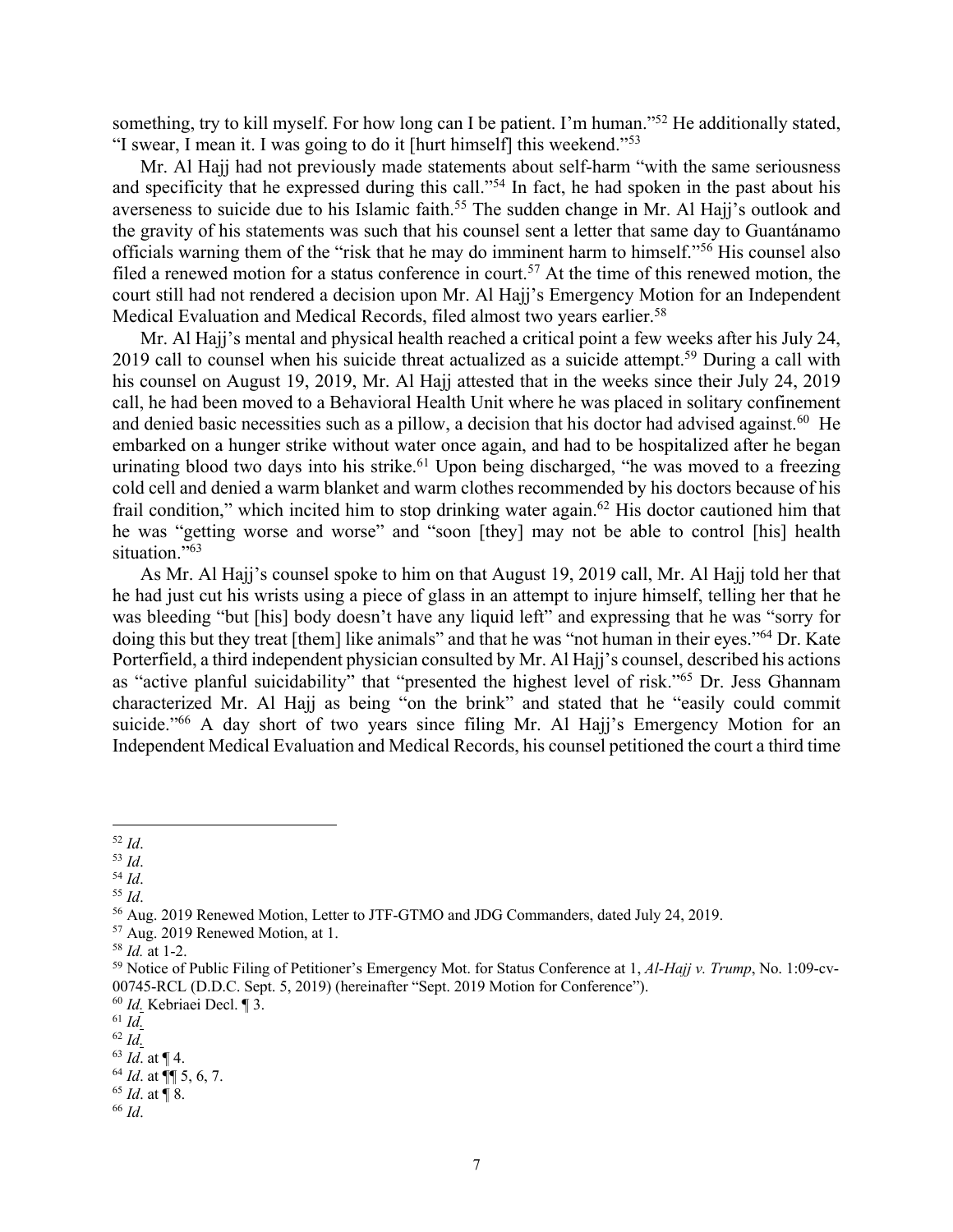something, try to kill myself. For how long can I be patient. I'm human."[52] He additionally stated, "I swear, I mean it. I was going to do it [hurt himself] this weekend."[53]

Mr. Al Hajj had not previously made statements about self-harm "with the same seriousness and specificity that he expressed during this call."[54] In fact, he had spoken in the past about his averseness to suicide due to his Islamic faith.[55] The sudden change in Mr. Al Hajj's outlook and the gravity of his statements was such that his counsel sent a letter that same day to Guantánamo officials warning them of the "risk that he may do imminent harm to himself."[56] His counsel also filed a renewed motion for a status conference in court.[57] At the time of this renewed motion, the court still had not rendered a decision upon Mr. Al Hajj's Emergency Motion for an Independent Medical Evaluation and Medical Records, filed almost two years earlier.[58]

Mr. Al Hajj's mental and physical health reached a critical point a few weeks after his July 24, 2019 call to counsel when his suicide threat actualized as a suicide attempt.[59] During a call with his counsel on August 19, 2019, Mr. Al Hajj attested that in the weeks since their July 24, 2019 call, he had been moved to a Behavioral Health Unit where he was placed in solitary confinement and denied basic necessities such as a pillow, a decision that his doctor had advised against.[60] He embarked on a hunger strike without water once again, and had to be hospitalized after he began urinating blood two days into his strike.[61] Upon being discharged, "he was moved to a freezing cold cell and denied a warm blanket and warm clothes recommended by his doctors because of his frail condition," which incited him to stop drinking water again.[62] His doctor cautioned him that he was "getting worse and worse" and "soon [they] may not be able to control [his] health situation."[63]

As Mr. Al Hajj's counsel spoke to him on that August 19, 2019 call, Mr. Al Hajj told her that he had just cut his wrists using a piece of glass in an attempt to injure himself, telling her that he was bleeding "but [his] body doesn't have any liquid left" and expressing that he was "sorry for doing this but they treat [them] like animals" and that he was "not human in their eyes."[64] Dr. Kate Porterfield, a third independent physician consulted by Mr. Al Hajj's counsel, described his actions as "active planful suicidability" that "presented the highest level of risk."[65] Dr. Jess Ghannam characterized Mr. Al Hajj as being "on the brink" and stated that he "easily could commit suicide."[66] A day short of two years since filing Mr. Al Hajj's Emergency Motion for an Independent Medical Evaluation and Medical Records, his counsel petitioned the court a third time

---

[52] *Id*.

[53] *Id*.

[54] *Id*.

[55] *Id*.

[56] Aug. 2019 Renewed Motion, Letter to JTF-GTMO and JDG Commanders, dated July 24, 2019.

[57] Aug. 2019 Renewed Motion, at 1.

[58] *Id.* at 1-2.

[59] Notice of Public Filing of Petitioner's Emergency Mot. for Status Conference at 1, *Al-Hajj v. Trump*, No. 1:09-cv-00745-RCL (D.D.C. Sept. 5, 2019) (hereinafter "Sept. 2019 Motion for Conference").

[60] *Id*. Kebriaei Decl. ¶ 3.

[61] *Id*.

[62] *Id*.

[63] *Id*. at ¶ 4.

[64] *Id*. at ¶¶ 5, 6, 7.

[65] *Id*. at ¶ 8.

[66] *Id*.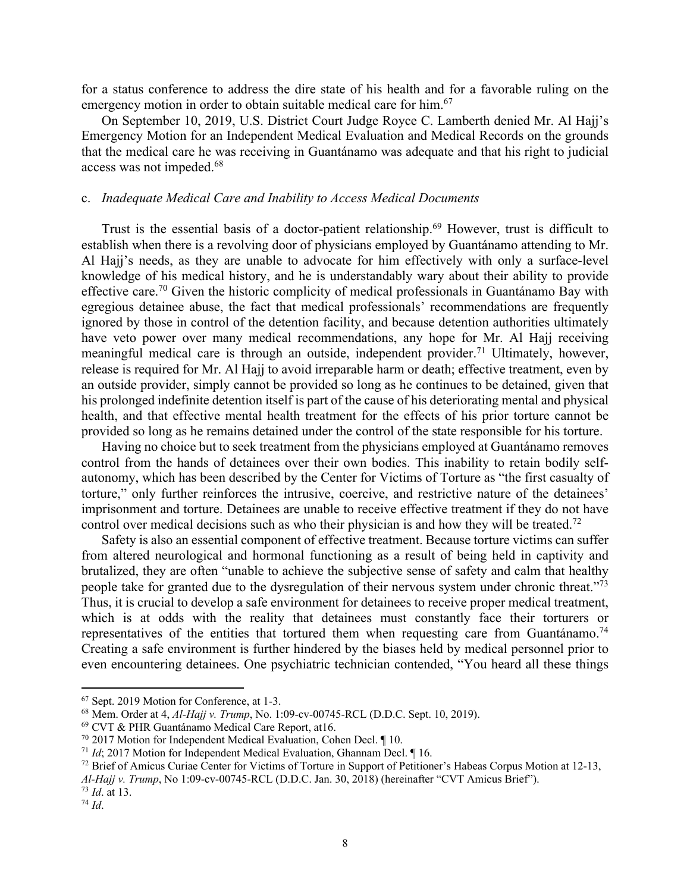for a status conference to address the dire state of his health and for a favorable ruling on the emergency motion in order to obtain suitable medical care for him.[67]

On September 10, 2019, U.S. District Court Judge Royce C. Lamberth denied Mr. Al Hajj's Emergency Motion for an Independent Medical Evaluation and Medical Records on the grounds that the medical care he was receiving in Guantánamo was adequate and that his right to judicial access was not impeded.[68]

c. *Inadequate Medical Care and Inability to Access Medical Documents*

Trust is the essential basis of a doctor-patient relationship.[69] However, trust is difficult to establish when there is a revolving door of physicians employed by Guantánamo attending to Mr. Al Hajj's needs, as they are unable to advocate for him effectively with only a surface-level knowledge of his medical history, and he is understandably wary about their ability to provide effective care.[70] Given the historic complicity of medical professionals in Guantánamo Bay with egregious detainee abuse, the fact that medical professionals' recommendations are frequently ignored by those in control of the detention facility, and because detention authorities ultimately have veto power over many medical recommendations, any hope for Mr. Al Hajj receiving meaningful medical care is through an outside, independent provider.[71] Ultimately, however, release is required for Mr. Al Hajj to avoid irreparable harm or death; effective treatment, even by an outside provider, simply cannot be provided so long as he continues to be detained, given that his prolonged indefinite detention itself is part of the cause of his deteriorating mental and physical health, and that effective mental health treatment for the effects of his prior torture cannot be provided so long as he remains detained under the control of the state responsible for his torture.

Having no choice but to seek treatment from the physicians employed at Guantánamo removes control from the hands of detainees over their own bodies. This inability to retain bodily self-autonomy, which has been described by the Center for Victims of Torture as "the first casualty of torture," only further reinforces the intrusive, coercive, and restrictive nature of the detainees' imprisonment and torture. Detainees are unable to receive effective treatment if they do not have control over medical decisions such as who their physician is and how they will be treated.[72]

Safety is also an essential component of effective treatment. Because torture victims can suffer from altered neurological and hormonal functioning as a result of being held in captivity and brutalized, they are often "unable to achieve the subjective sense of safety and calm that healthy people take for granted due to the dysregulation of their nervous system under chronic threat."[73] Thus, it is crucial to develop a safe environment for detainees to receive proper medical treatment, which is at odds with the reality that detainees must constantly face their torturers or representatives of the entities that tortured them when requesting care from Guantánamo.[74] Creating a safe environment is further hindered by the biases held by medical personnel prior to even encountering detainees. One psychiatric technician contended, "You heard all these things

---

[67] Sept. 2019 Motion for Conference, at 1-3.

[68] Mem. Order at 4, *Al-Hajj v. Trump*, No. 1:09-cv-00745-RCL (D.D.C. Sept. 10, 2019).

[69] CVT & PHR Guantánamo Medical Care Report, at16.

[70] 2017 Motion for Independent Medical Evaluation, Cohen Decl. ¶ 10.

[71] *Id*; 2017 Motion for Independent Medical Evaluation, Ghannam Decl. ¶ 16.

[72] Brief of Amicus Curiae Center for Victims of Torture in Support of Petitioner's Habeas Corpus Motion at 12-13, *Al-Hajj v. Trump*, No 1:09-cv-00745-RCL (D.D.C. Jan. 30, 2018) (hereinafter "CVT Amicus Brief").

[73] *Id*. at 13.

[74] *Id*.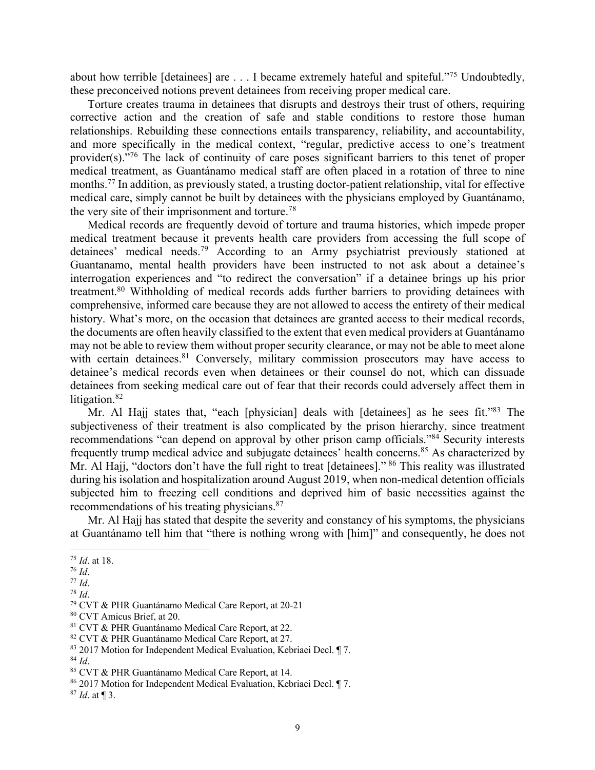about how terrible [detainees] are . . . I became extremely hateful and spiteful."[75] Undoubtedly, these preconceived notions prevent detainees from receiving proper medical care.

Torture creates trauma in detainees that disrupts and destroys their trust of others, requiring corrective action and the creation of safe and stable conditions to restore those human relationships. Rebuilding these connections entails transparency, reliability, and accountability, and more specifically in the medical context, "regular, predictive access to one's treatment provider(s)."[76] The lack of continuity of care poses significant barriers to this tenet of proper medical treatment, as Guantánamo medical staff are often placed in a rotation of three to nine months.[77] In addition, as previously stated, a trusting doctor-patient relationship, vital for effective medical care, simply cannot be built by detainees with the physicians employed by Guantánamo, the very site of their imprisonment and torture.[78]

Medical records are frequently devoid of torture and trauma histories, which impede proper medical treatment because it prevents health care providers from accessing the full scope of detainees' medical needs.[79] According to an Army psychiatrist previously stationed at Guantanamo, mental health providers have been instructed to not ask about a detainee's interrogation experiences and "to redirect the conversation" if a detainee brings up his prior treatment.[80] Withholding of medical records adds further barriers to providing detainees with comprehensive, informed care because they are not allowed to access the entirety of their medical history. What's more, on the occasion that detainees are granted access to their medical records, the documents are often heavily classified to the extent that even medical providers at Guantánamo may not be able to review them without proper security clearance, or may not be able to meet alone with certain detainees.[81] Conversely, military commission prosecutors may have access to detainee's medical records even when detainees or their counsel do not, which can dissuade detainees from seeking medical care out of fear that their records could adversely affect them in litigation.[82]

Mr. Al Hajj states that, "each [physician] deals with [detainees] as he sees fit."[83] The subjectiveness of their treatment is also complicated by the prison hierarchy, since treatment recommendations "can depend on approval by other prison camp officials."[84] Security interests frequently trump medical advice and subjugate detainees' health concerns.[85] As characterized by Mr. Al Hajj, "doctors don't have the full right to treat [detainees]." [86] This reality was illustrated during his isolation and hospitalization around August 2019, when non-medical detention officials subjected him to freezing cell conditions and deprived him of basic necessities against the recommendations of his treating physicians.[87]

Mr. Al Hajj has stated that despite the severity and constancy of his symptoms, the physicians at Guantánamo tell him that "there is nothing wrong with [him]" and consequently, he does not

---

[75] *Id*. at 18.
[76] *Id*.
[77] *Id*.
[78] *Id*.
[79] CVT & PHR Guantánamo Medical Care Report, at 20-21
[80] CVT Amicus Brief, at 20.
[81] CVT & PHR Guantánamo Medical Care Report, at 22.
[82] CVT & PHR Guantánamo Medical Care Report, at 27.
[83] 2017 Motion for Independent Medical Evaluation, Kebriaei Decl. ¶ 7.
[84] *Id*.
[85] CVT & PHR Guantánamo Medical Care Report, at 14.
[86] 2017 Motion for Independent Medical Evaluation, Kebriaei Decl. ¶ 7.
[87] *Id*. at ¶ 3.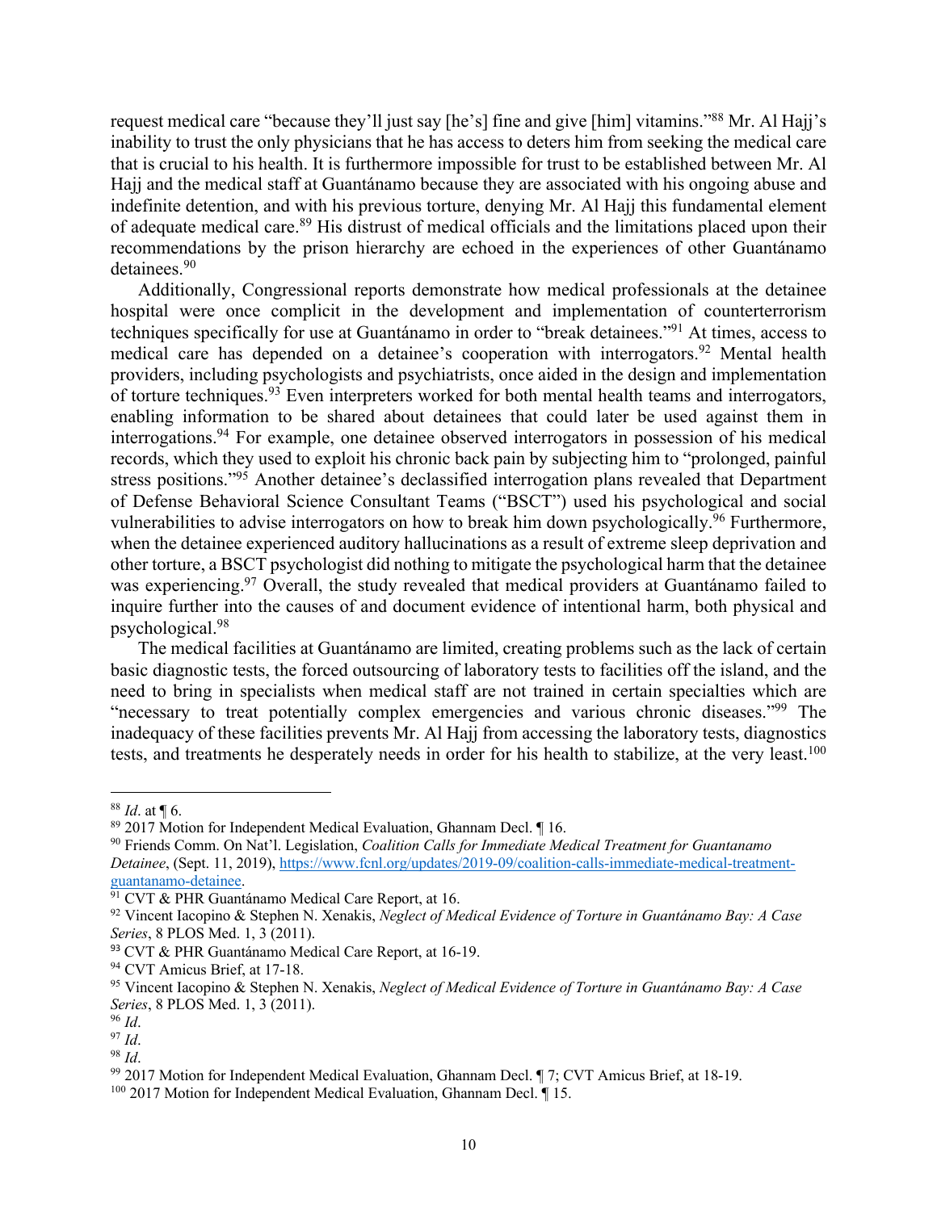request medical care "because they'll just say [he's] fine and give [him] vitamins."[88] Mr. Al Hajj's inability to trust the only physicians that he has access to deters him from seeking the medical care that is crucial to his health. It is furthermore impossible for trust to be established between Mr. Al Hajj and the medical staff at Guantánamo because they are associated with his ongoing abuse and indefinite detention, and with his previous torture, denying Mr. Al Hajj this fundamental element of adequate medical care.[89] His distrust of medical officials and the limitations placed upon their recommendations by the prison hierarchy are echoed in the experiences of other Guantánamo detainees.[90]

Additionally, Congressional reports demonstrate how medical professionals at the detainee hospital were once complicit in the development and implementation of counterterrorism techniques specifically for use at Guantánamo in order to "break detainees."[91] At times, access to medical care has depended on a detainee's cooperation with interrogators.[92] Mental health providers, including psychologists and psychiatrists, once aided in the design and implementation of torture techniques.[93] Even interpreters worked for both mental health teams and interrogators, enabling information to be shared about detainees that could later be used against them in interrogations.[94] For example, one detainee observed interrogators in possession of his medical records, which they used to exploit his chronic back pain by subjecting him to "prolonged, painful stress positions."[95] Another detainee's declassified interrogation plans revealed that Department of Defense Behavioral Science Consultant Teams ("BSCT") used his psychological and social vulnerabilities to advise interrogators on how to break him down psychologically.[96] Furthermore, when the detainee experienced auditory hallucinations as a result of extreme sleep deprivation and other torture, a BSCT psychologist did nothing to mitigate the psychological harm that the detainee was experiencing.[97] Overall, the study revealed that medical providers at Guantánamo failed to inquire further into the causes of and document evidence of intentional harm, both physical and psychological.[98]

The medical facilities at Guantánamo are limited, creating problems such as the lack of certain basic diagnostic tests, the forced outsourcing of laboratory tests to facilities off the island, and the need to bring in specialists when medical staff are not trained in certain specialties which are "necessary to treat potentially complex emergencies and various chronic diseases."[99] The inadequacy of these facilities prevents Mr. Al Hajj from accessing the laboratory tests, diagnostics tests, and treatments he desperately needs in order for his health to stabilize, at the very least.[100]

---

[88] *Id*. at ¶ 6.

[89] 2017 Motion for Independent Medical Evaluation, Ghannam Decl. ¶ 16.

[90] Friends Comm. On Nat'l. Legislation, *Coalition Calls for Immediate Medical Treatment for Guantanamo Detainee*, (Sept. 11, 2019), https://www.fcnl.org/updates/2019-09/coalition-calls-immediate-medical-treatment-guantanamo-detainee.

[91] CVT & PHR Guantánamo Medical Care Report, at 16.

[92] Vincent Iacopino & Stephen N. Xenakis, *Neglect of Medical Evidence of Torture in Guantánamo Bay: A Case Series*, 8 PLOS Med. 1, 3 (2011).

[93] CVT & PHR Guantánamo Medical Care Report, at 16-19.

[94] CVT Amicus Brief, at 17-18.

[95] Vincent Iacopino & Stephen N. Xenakis, *Neglect of Medical Evidence of Torture in Guantánamo Bay: A Case Series*, 8 PLOS Med. 1, 3 (2011).

[96] *Id*.

[97] *Id*.

[98] *Id*.

[99] 2017 Motion for Independent Medical Evaluation, Ghannam Decl. ¶ 7; CVT Amicus Brief, at 18-19.

[100] 2017 Motion for Independent Medical Evaluation, Ghannam Decl. ¶ 15.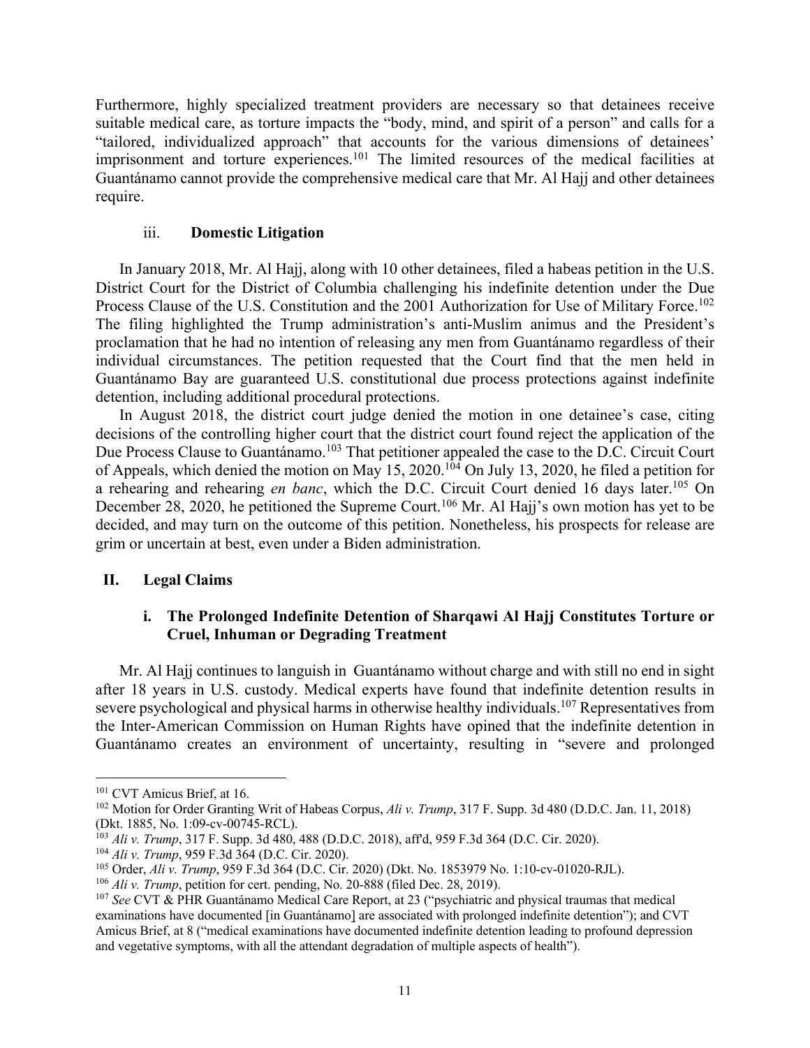Furthermore, highly specialized treatment providers are necessary so that detainees receive suitable medical care, as torture impacts the "body, mind, and spirit of a person" and calls for a "tailored, individualized approach" that accounts for the various dimensions of detainees' imprisonment and torture experiences.[101] The limited resources of the medical facilities at Guantánamo cannot provide the comprehensive medical care that Mr. Al Hajj and other detainees require.

### iii. Domestic Litigation

In January 2018, Mr. Al Hajj, along with 10 other detainees, filed a habeas petition in the U.S. District Court for the District of Columbia challenging his indefinite detention under the Due Process Clause of the U.S. Constitution and the 2001 Authorization for Use of Military Force.[102] The filing highlighted the Trump administration's anti-Muslim animus and the President's proclamation that he had no intention of releasing any men from Guantánamo regardless of their individual circumstances. The petition requested that the Court find that the men held in Guantánamo Bay are guaranteed U.S. constitutional due process protections against indefinite detention, including additional procedural protections.

In August 2018, the district court judge denied the motion in one detainee's case, citing decisions of the controlling higher court that the district court found reject the application of the Due Process Clause to Guantánamo.[103] That petitioner appealed the case to the D.C. Circuit Court of Appeals, which denied the motion on May 15, 2020.[104] On July 13, 2020, he filed a petition for a rehearing and rehearing *en banc*, which the D.C. Circuit Court denied 16 days later.[105] On December 28, 2020, he petitioned the Supreme Court.[106] Mr. Al Hajj's own motion has yet to be decided, and may turn on the outcome of this petition. Nonetheless, his prospects for release are grim or uncertain at best, even under a Biden administration.

## II. Legal Claims

### i. The Prolonged Indefinite Detention of Sharqawi Al Hajj Constitutes Torture or Cruel, Inhuman or Degrading Treatment

Mr. Al Hajj continues to languish in Guantánamo without charge and with still no end in sight after 18 years in U.S. custody. Medical experts have found that indefinite detention results in severe psychological and physical harms in otherwise healthy individuals.[107] Representatives from the Inter-American Commission on Human Rights have opined that the indefinite detention in Guantánamo creates an environment of uncertainty, resulting in "severe and prolonged

---

[101] CVT Amicus Brief, at 16.

[102] Motion for Order Granting Writ of Habeas Corpus, *Ali v. Trump*, 317 F. Supp. 3d 480 (D.D.C. Jan. 11, 2018) (Dkt. 1885, No. 1:09-cv-00745-RCL).

[103] *Ali v. Trump*, 317 F. Supp. 3d 480, 488 (D.D.C. 2018), aff'd, 959 F.3d 364 (D.C. Cir. 2020).

[104] *Ali v. Trump*, 959 F.3d 364 (D.C. Cir. 2020).

[105] Order, *Ali v. Trump*, 959 F.3d 364 (D.C. Cir. 2020) (Dkt. No. 1853979 No. 1:10-cv-01020-RJL).

[106] *Ali v. Trump*, petition for cert. pending, No. 20-888 (filed Dec. 28, 2019).

[107] *See* CVT & PHR Guantánamo Medical Care Report, at 23 ("psychiatric and physical traumas that medical examinations have documented [in Guantánamo] are associated with prolonged indefinite detention"); and CVT Amicus Brief, at 8 ("medical examinations have documented indefinite detention leading to profound depression and vegetative symptoms, with all the attendant degradation of multiple aspects of health").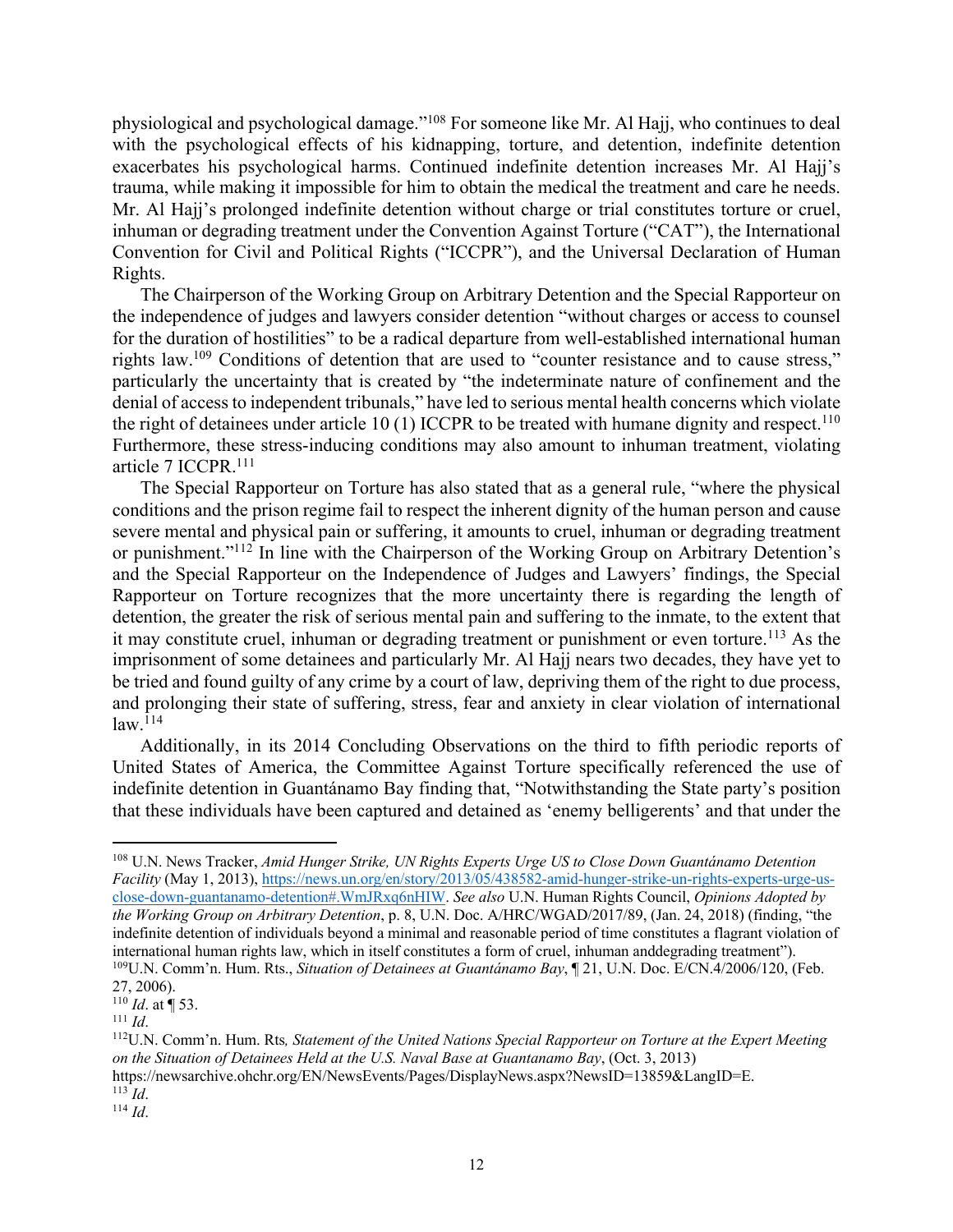physiological and psychological damage."[108] For someone like Mr. Al Hajj, who continues to deal with the psychological effects of his kidnapping, torture, and detention, indefinite detention exacerbates his psychological harms. Continued indefinite detention increases Mr. Al Hajj's trauma, while making it impossible for him to obtain the medical the treatment and care he needs. Mr. Al Hajj's prolonged indefinite detention without charge or trial constitutes torture or cruel, inhuman or degrading treatment under the Convention Against Torture ("CAT"), the International Convention for Civil and Political Rights ("ICCPR"), and the Universal Declaration of Human Rights.

The Chairperson of the Working Group on Arbitrary Detention and the Special Rapporteur on the independence of judges and lawyers consider detention "without charges or access to counsel for the duration of hostilities" to be a radical departure from well-established international human rights law.[109] Conditions of detention that are used to "counter resistance and to cause stress," particularly the uncertainty that is created by "the indeterminate nature of confinement and the denial of access to independent tribunals," have led to serious mental health concerns which violate the right of detainees under article 10 (1) ICCPR to be treated with humane dignity and respect.[110] Furthermore, these stress-inducing conditions may also amount to inhuman treatment, violating article 7 ICCPR.[111]

The Special Rapporteur on Torture has also stated that as a general rule, "where the physical conditions and the prison regime fail to respect the inherent dignity of the human person and cause severe mental and physical pain or suffering, it amounts to cruel, inhuman or degrading treatment or punishment."[112] In line with the Chairperson of the Working Group on Arbitrary Detention's and the Special Rapporteur on the Independence of Judges and Lawyers' findings, the Special Rapporteur on Torture recognizes that the more uncertainty there is regarding the length of detention, the greater the risk of serious mental pain and suffering to the inmate, to the extent that it may constitute cruel, inhuman or degrading treatment or punishment or even torture.[113] As the imprisonment of some detainees and particularly Mr. Al Hajj nears two decades, they have yet to be tried and found guilty of any crime by a court of law, depriving them of the right to due process, and prolonging their state of suffering, stress, fear and anxiety in clear violation of international law.[114]

Additionally, in its 2014 Concluding Observations on the third to fifth periodic reports of United States of America, the Committee Against Torture specifically referenced the use of indefinite detention in Guantánamo Bay finding that, "Notwithstanding the State party's position that these individuals have been captured and detained as 'enemy belligerents' and that under the

---

[108] U.N. News Tracker, *Amid Hunger Strike, UN Rights Experts Urge US to Close Down Guantánamo Detention Facility* (May 1, 2013), https://news.un.org/en/story/2013/05/438582-amid-hunger-strike-un-rights-experts-urge-us-close-down-guantanamo-detention#.WmJRxq6nHIW. *See also* U.N. Human Rights Council, *Opinions Adopted by the Working Group on Arbitrary Detention*, p. 8, U.N. Doc. A/HRC/WGAD/2017/89, (Jan. 24, 2018) (finding, "the indefinite detention of individuals beyond a minimal and reasonable period of time constitutes a flagrant violation of international human rights law, which in itself constitutes a form of cruel, inhuman anddegrading treatment").

[109] U.N. Comm'n. Hum. Rts., *Situation of Detainees at Guantánamo Bay*, ¶ 21, U.N. Doc. E/CN.4/2006/120, (Feb. 27, 2006).

[110] *Id*. at ¶ 53.

[111] *Id*.

[112] U.N. Comm'n. Hum. Rts*, Statement of the United Nations Special Rapporteur on Torture at the Expert Meeting on the Situation of Detainees Held at the U.S. Naval Base at Guantanamo Bay*, (Oct. 3, 2013) https://newsarchive.ohchr.org/EN/NewsEvents/Pages/DisplayNews.aspx?NewsID=13859&LangID=E.

[113] *Id*.

[114] *Id*.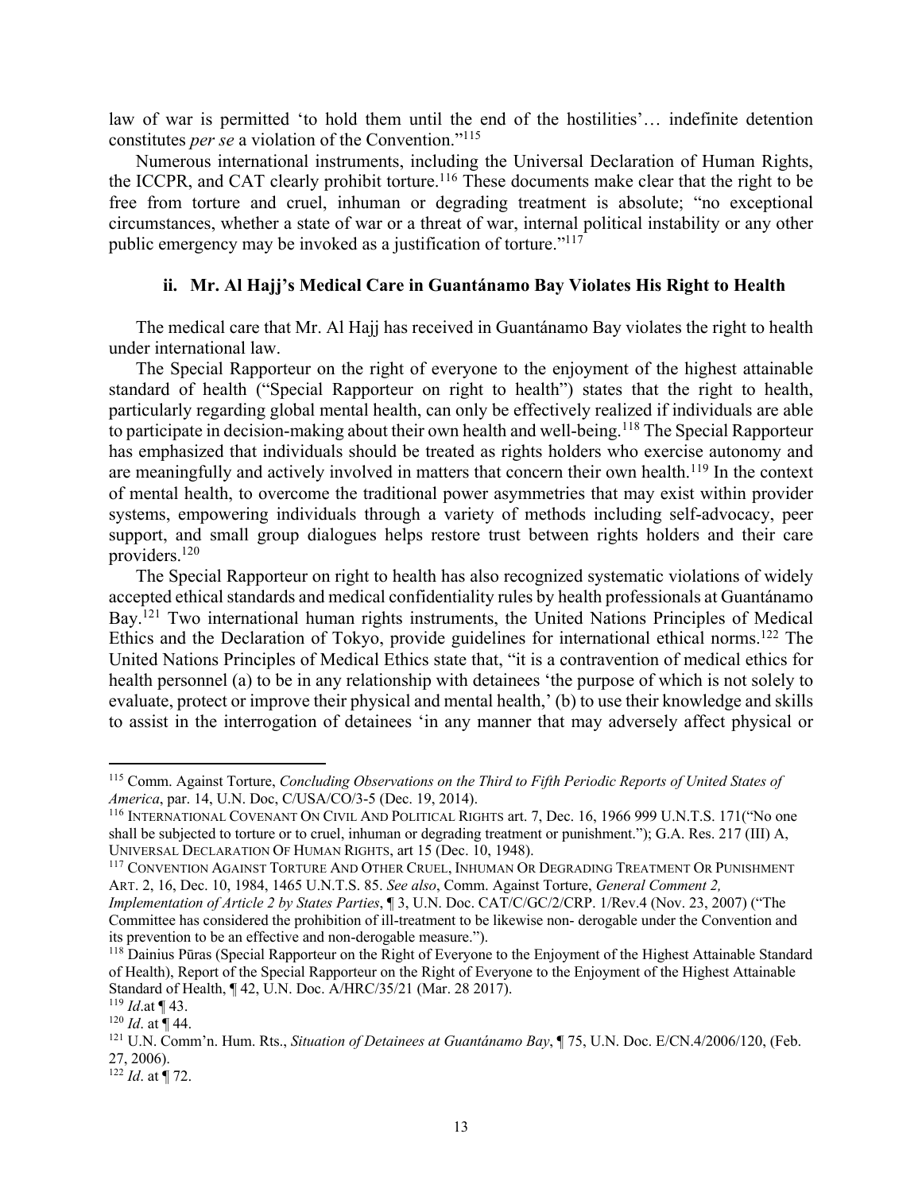law of war is permitted 'to hold them until the end of the hostilities'… indefinite detention constitutes *per se* a violation of the Convention."[115]

Numerous international instruments, including the Universal Declaration of Human Rights, the ICCPR, and CAT clearly prohibit torture.[116] These documents make clear that the right to be free from torture and cruel, inhuman or degrading treatment is absolute; "no exceptional circumstances, whether a state of war or a threat of war, internal political instability or any other public emergency may be invoked as a justification of torture."[117]

### ii. Mr. Al Hajj's Medical Care in Guantánamo Bay Violates His Right to Health

The medical care that Mr. Al Hajj has received in Guantánamo Bay violates the right to health under international law.

The Special Rapporteur on the right of everyone to the enjoyment of the highest attainable standard of health ("Special Rapporteur on right to health") states that the right to health, particularly regarding global mental health, can only be effectively realized if individuals are able to participate in decision-making about their own health and well-being.[118] The Special Rapporteur has emphasized that individuals should be treated as rights holders who exercise autonomy and are meaningfully and actively involved in matters that concern their own health.[119] In the context of mental health, to overcome the traditional power asymmetries that may exist within provider systems, empowering individuals through a variety of methods including self-advocacy, peer support, and small group dialogues helps restore trust between rights holders and their care providers.[120]

The Special Rapporteur on right to health has also recognized systematic violations of widely accepted ethical standards and medical confidentiality rules by health professionals at Guantánamo Bay.[121] Two international human rights instruments, the United Nations Principles of Medical Ethics and the Declaration of Tokyo, provide guidelines for international ethical norms.[122] The United Nations Principles of Medical Ethics state that, "it is a contravention of medical ethics for health personnel (a) to be in any relationship with detainees 'the purpose of which is not solely to evaluate, protect or improve their physical and mental health,' (b) to use their knowledge and skills to assist in the interrogation of detainees 'in any manner that may adversely affect physical or

---

[115] Comm. Against Torture, *Concluding Observations on the Third to Fifth Periodic Reports of United States of America*, par. 14, U.N. Doc, C/USA/CO/3-5 (Dec. 19, 2014).

[116] International Covenant On Civil And Political Rights art. 7, Dec. 16, 1966 999 U.N.T.S. 171("No one shall be subjected to torture or to cruel, inhuman or degrading treatment or punishment."); G.A. Res. 217 (III) A, Universal Declaration Of Human Rights, art 15 (Dec. 10, 1948).

[117] Convention Against Torture And Other Cruel, Inhuman Or Degrading Treatment Or Punishment Art. 2, 16, Dec. 10, 1984, 1465 U.N.T.S. 85. *See also*, Comm. Against Torture, *General Comment 2, Implementation of Article 2 by States Parties*, ¶ 3, U.N. Doc. CAT/C/GC/2/CRP. 1/Rev.4 (Nov. 23, 2007) ("The Committee has considered the prohibition of ill-treatment to be likewise non- derogable under the Convention and its prevention to be an effective and non-derogable measure.").

[118] Dainius Pūras (Special Rapporteur on the Right of Everyone to the Enjoyment of the Highest Attainable Standard of Health), Report of the Special Rapporteur on the Right of Everyone to the Enjoyment of the Highest Attainable Standard of Health, ¶ 42, U.N. Doc. A/HRC/35/21 (Mar. 28 2017).

[119] *Id*.at ¶ 43.

[120] *Id*. at ¶ 44.

[121] U.N. Comm'n. Hum. Rts., *Situation of Detainees at Guantánamo Bay*, ¶ 75, U.N. Doc. E/CN.4/2006/120, (Feb. 27, 2006).

[122] *Id*. at ¶ 72.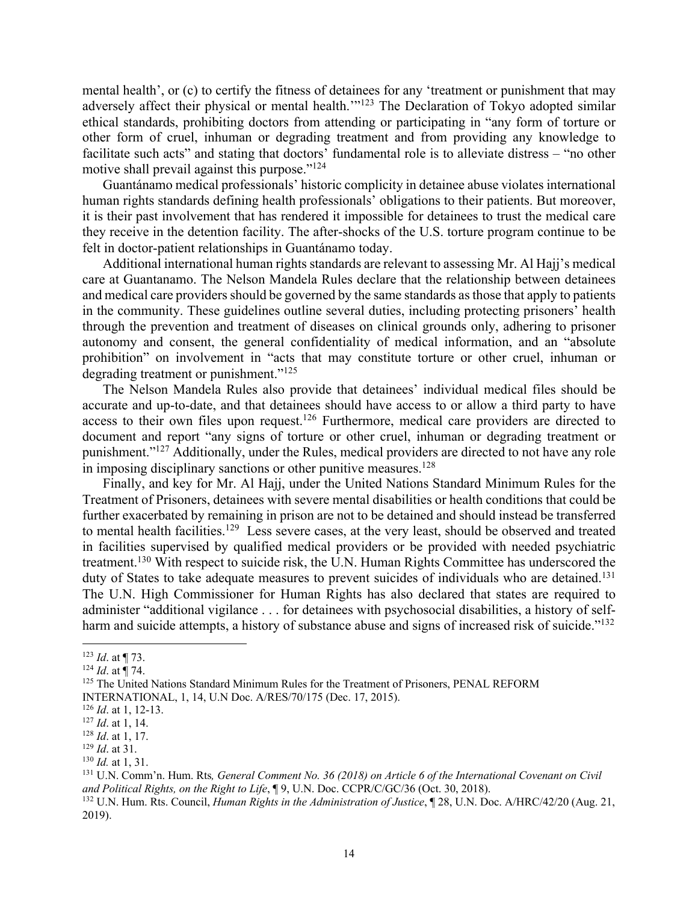mental health', or (c) to certify the fitness of detainees for any 'treatment or punishment that may adversely affect their physical or mental health.'"[123] The Declaration of Tokyo adopted similar ethical standards, prohibiting doctors from attending or participating in "any form of torture or other form of cruel, inhuman or degrading treatment and from providing any knowledge to facilitate such acts" and stating that doctors' fundamental role is to alleviate distress – "no other motive shall prevail against this purpose."[124]

Guantánamo medical professionals' historic complicity in detainee abuse violates international human rights standards defining health professionals' obligations to their patients. But moreover, it is their past involvement that has rendered it impossible for detainees to trust the medical care they receive in the detention facility. The after-shocks of the U.S. torture program continue to be felt in doctor-patient relationships in Guantánamo today.

Additional international human rights standards are relevant to assessing Mr. Al Hajj's medical care at Guantanamo. The Nelson Mandela Rules declare that the relationship between detainees and medical care providers should be governed by the same standards as those that apply to patients in the community. These guidelines outline several duties, including protecting prisoners' health through the prevention and treatment of diseases on clinical grounds only, adhering to prisoner autonomy and consent, the general confidentiality of medical information, and an "absolute prohibition" on involvement in "acts that may constitute torture or other cruel, inhuman or degrading treatment or punishment."[125]

The Nelson Mandela Rules also provide that detainees' individual medical files should be accurate and up-to-date, and that detainees should have access to or allow a third party to have access to their own files upon request.[126] Furthermore, medical care providers are directed to document and report "any signs of torture or other cruel, inhuman or degrading treatment or punishment."[127] Additionally, under the Rules, medical providers are directed to not have any role in imposing disciplinary sanctions or other punitive measures.[128]

Finally, and key for Mr. Al Hajj, under the United Nations Standard Minimum Rules for the Treatment of Prisoners, detainees with severe mental disabilities or health conditions that could be further exacerbated by remaining in prison are not to be detained and should instead be transferred to mental health facilities.[129] Less severe cases, at the very least, should be observed and treated in facilities supervised by qualified medical providers or be provided with needed psychiatric treatment.[130] With respect to suicide risk, the U.N. Human Rights Committee has underscored the duty of States to take adequate measures to prevent suicides of individuals who are detained.[131] The U.N. High Commissioner for Human Rights has also declared that states are required to administer "additional vigilance . . . for detainees with psychosocial disabilities, a history of self-harm and suicide attempts, a history of substance abuse and signs of increased risk of suicide."[132]

---

[123] *Id*. at ¶ 73.

[124] *Id*. at ¶ 74.

[125] The United Nations Standard Minimum Rules for the Treatment of Prisoners, PENAL REFORM INTERNATIONAL, 1, 14, U.N Doc. A/RES/70/175 (Dec. 17, 2015).

[126] *Id*. at 1, 12-13.

[127] *Id*. at 1, 14.

[128] *Id*. at 1, 17.

[129] *Id*. at 31.

[130] *Id.* at 1, 31.

[131] U.N. Comm'n. Hum. Rts*, General Comment No. 36 (2018) on Article 6 of the International Covenant on Civil and Political Rights, on the Right to Life*, ¶ 9, U.N. Doc. CCPR/C/GC/36 (Oct. 30, 2018).

[132] U.N. Hum. Rts. Council, *Human Rights in the Administration of Justice*, ¶ 28, U.N. Doc. A/HRC/42/20 (Aug. 21, 2019).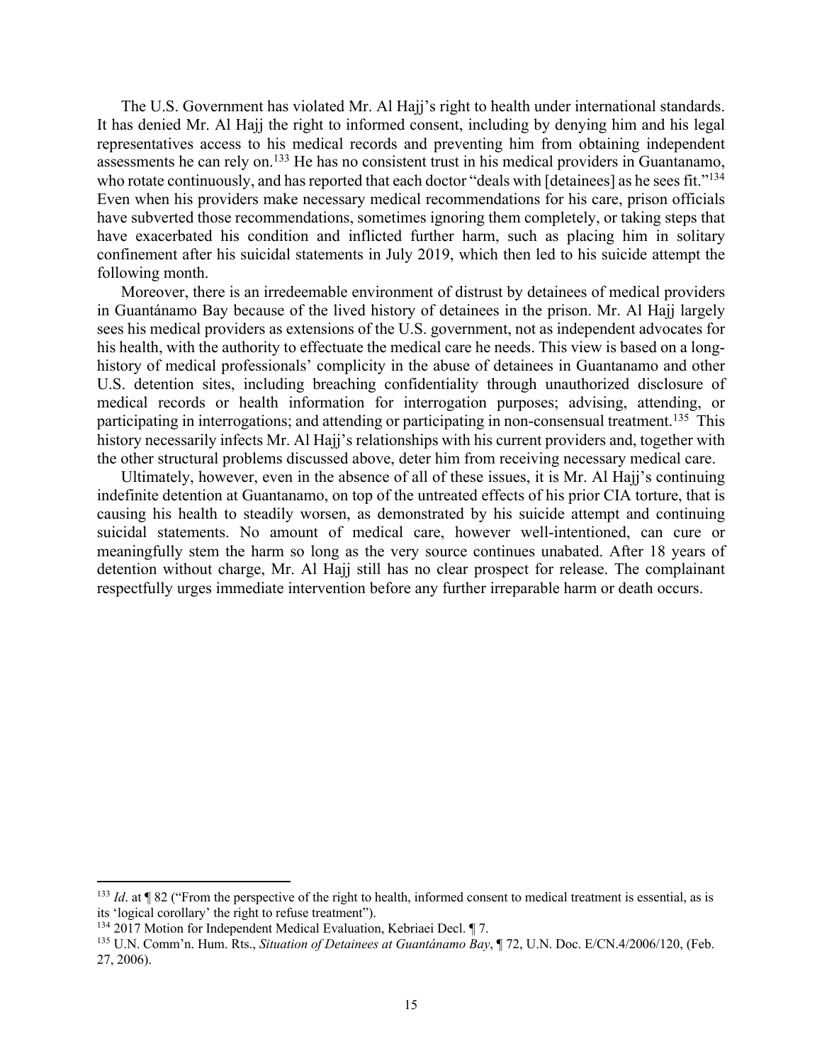The U.S. Government has violated Mr. Al Hajj's right to health under international standards. It has denied Mr. Al Hajj the right to informed consent, including by denying him and his legal representatives access to his medical records and preventing him from obtaining independent assessments he can rely on.[133] He has no consistent trust in his medical providers in Guantanamo, who rotate continuously, and has reported that each doctor "deals with [detainees] as he sees fit."[134] Even when his providers make necessary medical recommendations for his care, prison officials have subverted those recommendations, sometimes ignoring them completely, or taking steps that have exacerbated his condition and inflicted further harm, such as placing him in solitary confinement after his suicidal statements in July 2019, which then led to his suicide attempt the following month.

Moreover, there is an irredeemable environment of distrust by detainees of medical providers in Guantánamo Bay because of the lived history of detainees in the prison. Mr. Al Hajj largely sees his medical providers as extensions of the U.S. government, not as independent advocates for his health, with the authority to effectuate the medical care he needs. This view is based on a long-history of medical professionals' complicity in the abuse of detainees in Guantanamo and other U.S. detention sites, including breaching confidentiality through unauthorized disclosure of medical records or health information for interrogation purposes; advising, attending, or participating in interrogations; and attending or participating in non-consensual treatment.[135] This history necessarily infects Mr. Al Hajj's relationships with his current providers and, together with the other structural problems discussed above, deter him from receiving necessary medical care.

Ultimately, however, even in the absence of all of these issues, it is Mr. Al Hajj's continuing indefinite detention at Guantanamo, on top of the untreated effects of his prior CIA torture, that is causing his health to steadily worsen, as demonstrated by his suicide attempt and continuing suicidal statements. No amount of medical care, however well-intentioned, can cure or meaningfully stem the harm so long as the very source continues unabated. After 18 years of detention without charge, Mr. Al Hajj still has no clear prospect for release. The complainant respectfully urges immediate intervention before any further irreparable harm or death occurs.

---

[133] *Id*. at ¶ 82 ("From the perspective of the right to health, informed consent to medical treatment is essential, as is its 'logical corollary' the right to refuse treatment").

[134] 2017 Motion for Independent Medical Evaluation, Kebriaei Decl. ¶ 7.

[135] U.N. Comm'n. Hum. Rts., *Situation of Detainees at Guantánamo Bay*, ¶ 72, U.N. Doc. E/CN.4/2006/120, (Feb. 27, 2006).